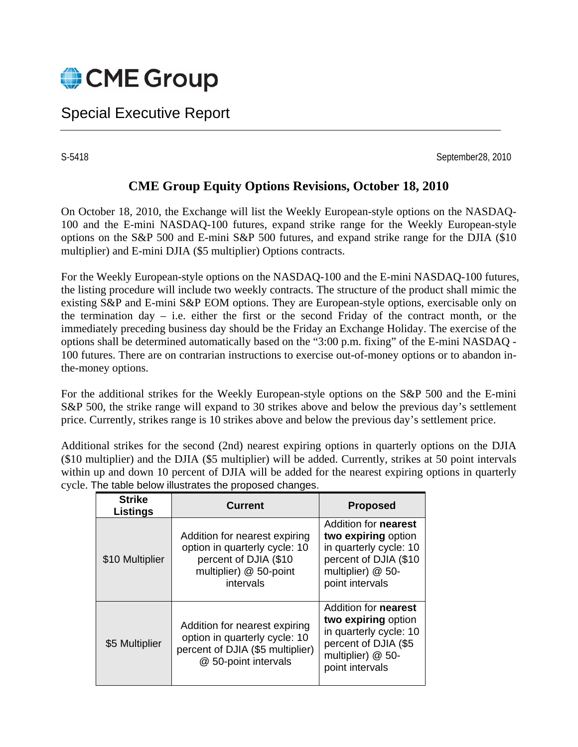# CME Group

## Special Executive Report

S-5418 September28, 2010

### CME Group Equity Options Revisions, October 18, 2010

On October 18, 2010, the Exchange will list the Weekly European-style options on the NASDAQ-100 and the E-mini NASDAQ-100 futures, expand strike range for the Weekly European-style options on the S&P 500 and E-mini S&P 500 futures, and expand strike range for the DJIA ($10 multiplier) and E-mini DJIA ($5 multiplier) Options contracts.

For the Weekly European-style options on the NASDAQ-100 and the E-mini NASDAQ-100 futures, the listing procedure will include two weekly contracts. The structure of the product shall mimic the existing S&P and E-mini S&P EOM options. They are European-style options, exercisable only on the termination day – i.e. either the first or the second Friday of the contract month, or the immediately preceding business day should be the Friday an Exchange Holiday. The exercise of the options shall be determined automatically based on the "3:00 p.m. fixing" of the E-mini NASDAQ - 100 futures. There are on contrarian instructions to exercise out-of-money options or to abandon in-the-money options.

For the additional strikes for the Weekly European-style options on the S&P 500 and the E-mini S&P 500, the strike range will expand to 30 strikes above and below the previous day's settlement price. Currently, strikes range is 10 strikes above and below the previous day's settlement price.

Additional strikes for the second (2nd) nearest expiring options in quarterly options on the DJIA ($10 multiplier) and the DJIA ($5 multiplier) will be added. Currently, strikes at 50 point intervals within up and down 10 percent of DJIA will be added for the nearest expiring options in quarterly cycle. The table below illustrates the proposed changes.

| Strike Listings | Current | Proposed |
|---|---|---|
| $10 Multiplier | Addition for nearest expiring option in quarterly cycle: 10 percent of DJIA ($10 multiplier) @ 50-point intervals | Addition for **nearest two expiring** option in quarterly cycle: 10 percent of DJIA ($10 multiplier) @ 50-point intervals |
| $5 Multiplier | Addition for nearest expiring option in quarterly cycle: 10 percent of DJIA ($5 multiplier) @ 50-point intervals | Addition for **nearest two expiring** option in quarterly cycle: 10 percent of DJIA ($5 multiplier) @ 50-point intervals |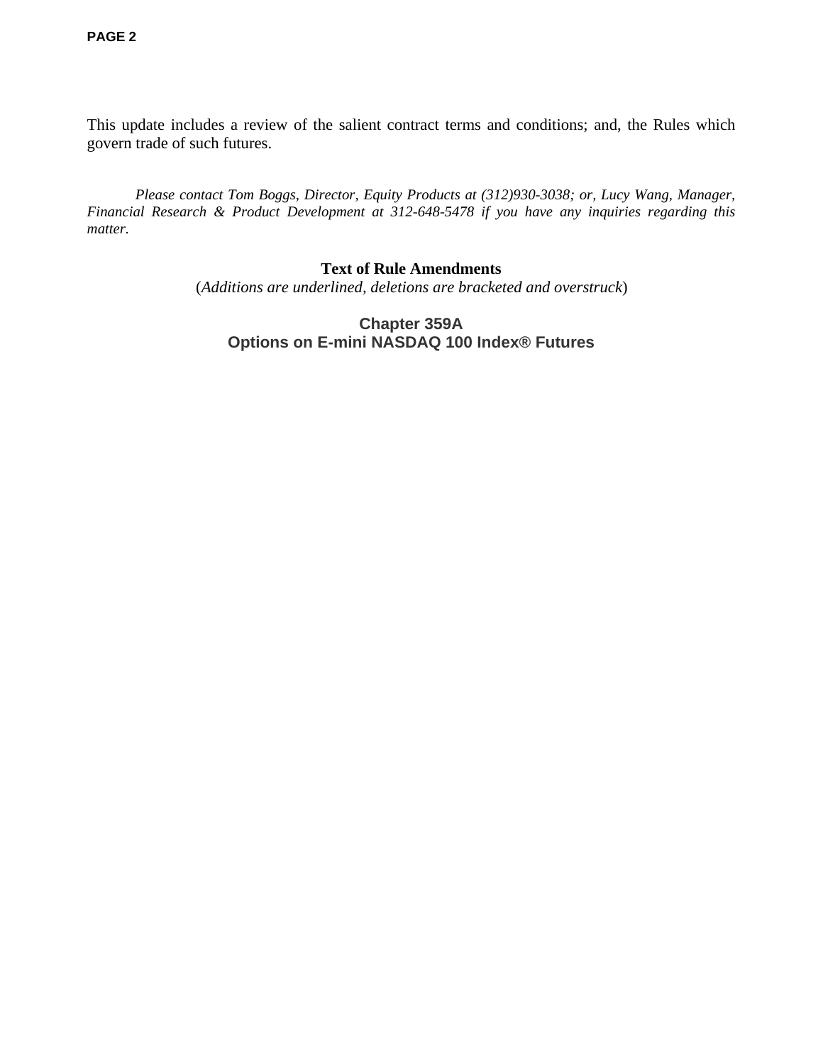This update includes a review of the salient contract terms and conditions; and, the Rules which govern trade of such futures.

*Please contact Tom Boggs, Director, Equity Products at (312)930-3038; or, Lucy Wang, Manager, Financial Research & Product Development at 312-648-5478 if you have any inquiries regarding this matter.*

**Text of Rule Amendments**

(*Additions are underlined, deletions are bracketed and overstruck*)

## Chapter 359A
## Options on E-mini NASDAQ 100 Index® Futures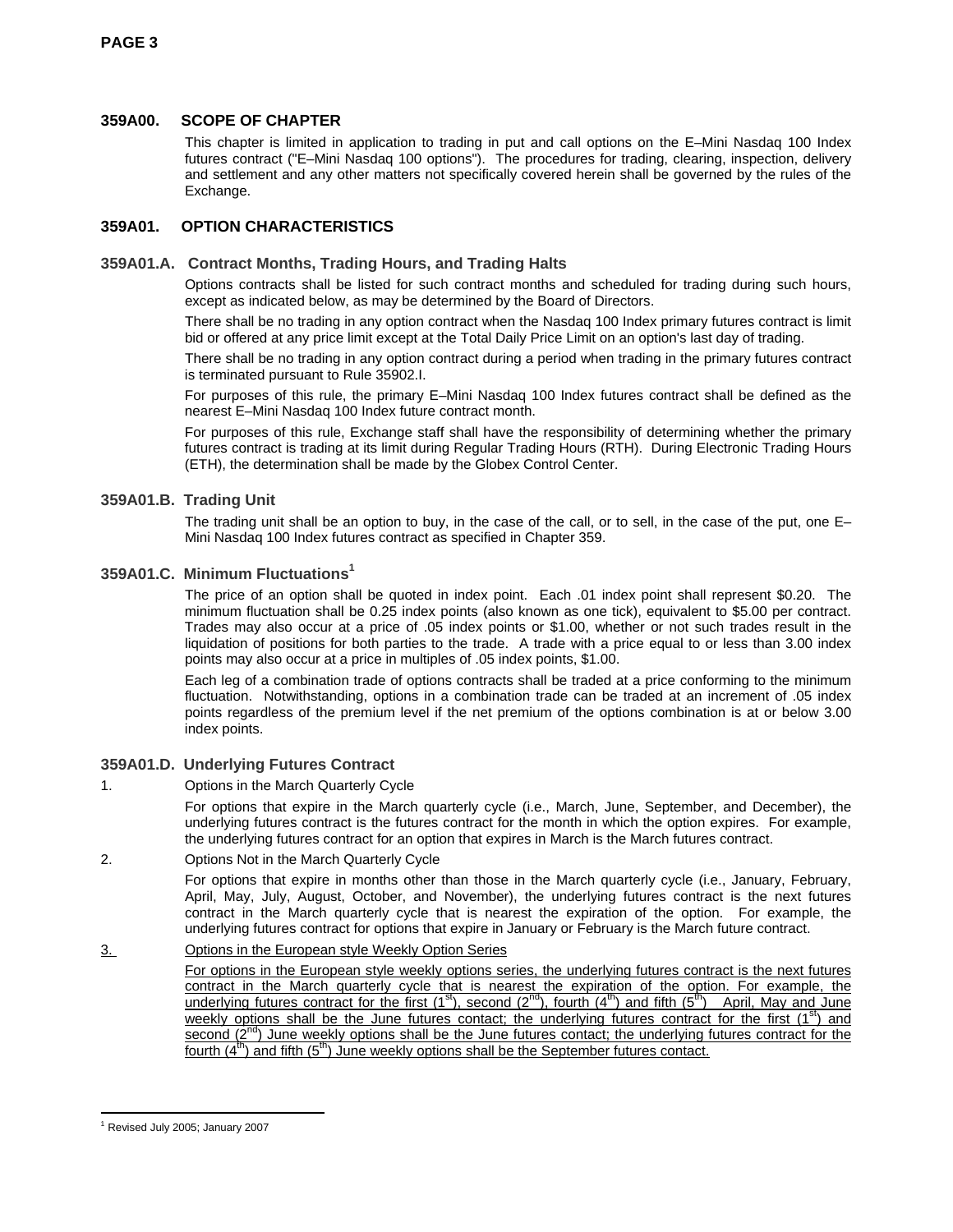## 359A00. SCOPE OF CHAPTER

This chapter is limited in application to trading in put and call options on the E–Mini Nasdaq 100 Index futures contract ("E–Mini Nasdaq 100 options"). The procedures for trading, clearing, inspection, delivery and settlement and any other matters not specifically covered herein shall be governed by the rules of the Exchange.

## 359A01. OPTION CHARACTERISTICS

### 359A01.A. Contract Months, Trading Hours, and Trading Halts

Options contracts shall be listed for such contract months and scheduled for trading during such hours, except as indicated below, as may be determined by the Board of Directors.

There shall be no trading in any option contract when the Nasdaq 100 Index primary futures contract is limit bid or offered at any price limit except at the Total Daily Price Limit on an option's last day of trading.

There shall be no trading in any option contract during a period when trading in the primary futures contract is terminated pursuant to Rule 35902.I.

For purposes of this rule, the primary E–Mini Nasdaq 100 Index futures contract shall be defined as the nearest E–Mini Nasdaq 100 Index future contract month.

For purposes of this rule, Exchange staff shall have the responsibility of determining whether the primary futures contract is trading at its limit during Regular Trading Hours (RTH). During Electronic Trading Hours (ETH), the determination shall be made by the Globex Control Center.

### 359A01.B. Trading Unit

The trading unit shall be an option to buy, in the case of the call, or to sell, in the case of the put, one E–Mini Nasdaq 100 Index futures contract as specified in Chapter 359.

### 359A01.C. Minimum Fluctuations[1]

The price of an option shall be quoted in index point. Each .01 index point shall represent $0.20. The minimum fluctuation shall be 0.25 index points (also known as one tick), equivalent to $5.00 per contract. Trades may also occur at a price of .05 index points or $1.00, whether or not such trades result in the liquidation of positions for both parties to the trade. A trade with a price equal to or less than 3.00 index points may also occur at a price in multiples of .05 index points, $1.00.

Each leg of a combination trade of options contracts shall be traded at a price conforming to the minimum fluctuation. Notwithstanding, options in a combination trade can be traded at an increment of .05 index points regardless of the premium level if the net premium of the options combination is at or below 3.00 index points.

### 359A01.D. Underlying Futures Contract

1. Options in the March Quarterly Cycle

   For options that expire in the March quarterly cycle (i.e., March, June, September, and December), the underlying futures contract is the futures contract for the month in which the option expires. For example, the underlying futures contract for an option that expires in March is the March futures contract.

2. Options Not in the March Quarterly Cycle

   For options that expire in months other than those in the March quarterly cycle (i.e., January, February, April, May, July, August, October, and November), the underlying futures contract is the next futures contract in the March quarterly cycle that is nearest the expiration of the option. For example, the underlying futures contract for options that expire in January or February is the March future contract.

3. <u>Options in the European style Weekly Option Series</u>

   <u>For options in the European style weekly options series, the underlying futures contract is the next futures contract in the March quarterly cycle that is nearest the expiration of the option. For example, the underlying futures contract for the first (1st), second (2nd), fourth (4th) and fifth (5th) April, May and June weekly options shall be the June futures contact; the underlying futures contract for the first (1st) and second (2nd) June weekly options shall be the June futures contact; the underlying futures contract for the fourth (4th) and fifth (5th) June weekly options shall be the September futures contact.</u>

---

[1] Revised July 2005; January 2007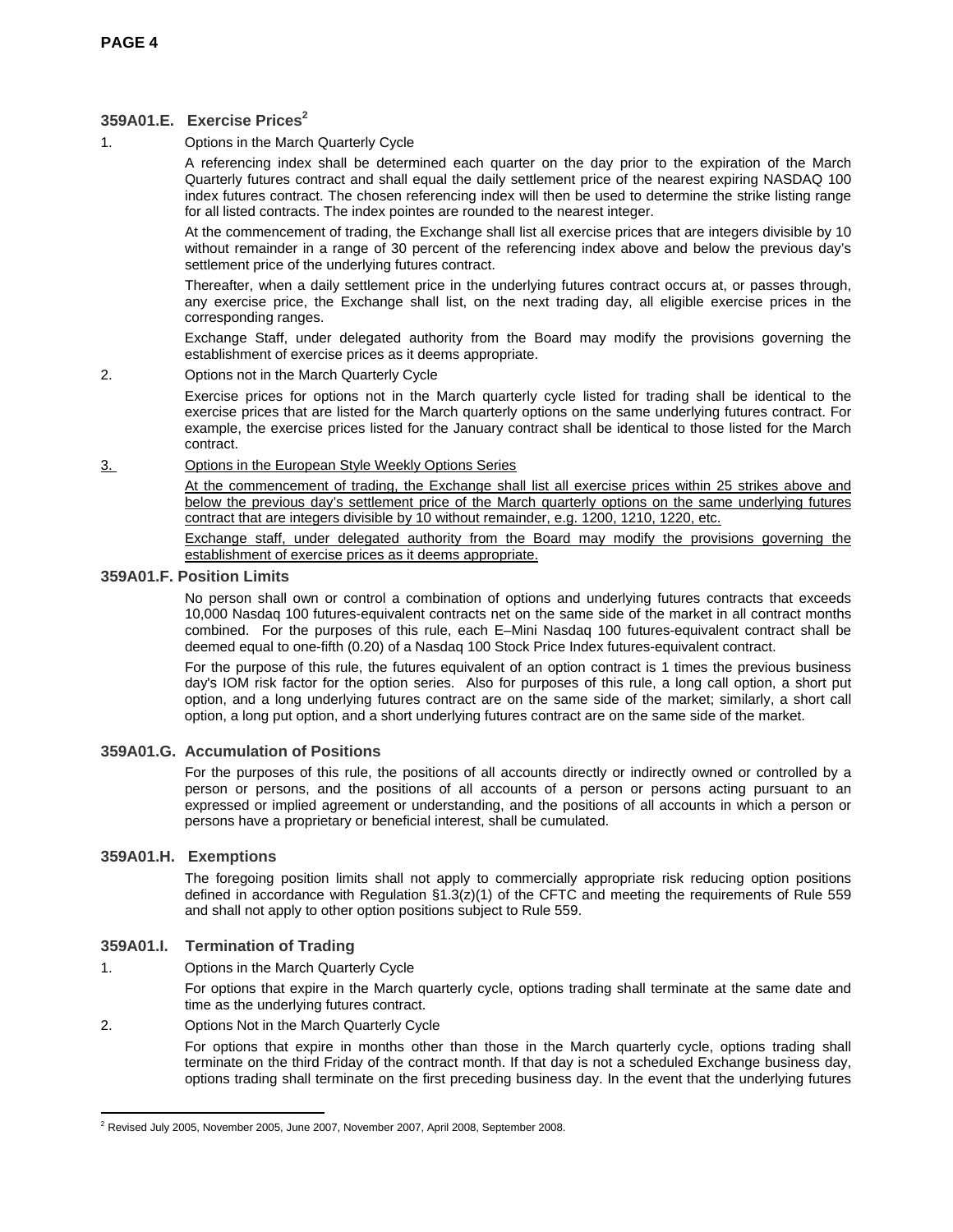### 359A01.E. Exercise Prices[2]

1. Options in the March Quarterly Cycle

   A referencing index shall be determined each quarter on the day prior to the expiration of the March Quarterly futures contract and shall equal the daily settlement price of the nearest expiring NASDAQ 100 index futures contract. The chosen referencing index will then be used to determine the strike listing range for all listed contracts. The index pointes are rounded to the nearest integer.

   At the commencement of trading, the Exchange shall list all exercise prices that are integers divisible by 10 without remainder in a range of 30 percent of the referencing index above and below the previous day's settlement price of the underlying futures contract.

   Thereafter, when a daily settlement price in the underlying futures contract occurs at, or passes through, any exercise price, the Exchange shall list, on the next trading day, all eligible exercise prices in the corresponding ranges.

   Exchange Staff, under delegated authority from the Board may modify the provisions governing the establishment of exercise prices as it deems appropriate.

2. Options not in the March Quarterly Cycle

   Exercise prices for options not in the March quarterly cycle listed for trading shall be identical to the exercise prices that are listed for the March quarterly options on the same underlying futures contract. For example, the exercise prices listed for the January contract shall be identical to those listed for the March contract.

3. Options in the European Style Weekly Options Series

   At the commencement of trading, the Exchange shall list all exercise prices within 25 strikes above and below the previous day's settlement price of the March quarterly options on the same underlying futures contract that are integers divisible by 10 without remainder, e.g. 1200, 1210, 1220, etc.

   Exchange staff, under delegated authority from the Board may modify the provisions governing the establishment of exercise prices as it deems appropriate.

### 359A01.F. Position Limits

No person shall own or control a combination of options and underlying futures contracts that exceeds 10,000 Nasdaq 100 futures-equivalent contracts net on the same side of the market in all contract months combined. For the purposes of this rule, each E–Mini Nasdaq 100 futures-equivalent contract shall be deemed equal to one-fifth (0.20) of a Nasdaq 100 Stock Price Index futures-equivalent contract.

For the purpose of this rule, the futures equivalent of an option contract is 1 times the previous business day's IOM risk factor for the option series. Also for purposes of this rule, a long call option, a short put option, and a long underlying futures contract are on the same side of the market; similarly, a short call option, a long put option, and a short underlying futures contract are on the same side of the market.

### 359A01.G. Accumulation of Positions

For the purposes of this rule, the positions of all accounts directly or indirectly owned or controlled by a person or persons, and the positions of all accounts of a person or persons acting pursuant to an expressed or implied agreement or understanding, and the positions of all accounts in which a person or persons have a proprietary or beneficial interest, shall be cumulated.

### 359A01.H. Exemptions

The foregoing position limits shall not apply to commercially appropriate risk reducing option positions defined in accordance with Regulation §1.3(z)(1) of the CFTC and meeting the requirements of Rule 559 and shall not apply to other option positions subject to Rule 559.

### 359A01.I. Termination of Trading

1. Options in the March Quarterly Cycle

   For options that expire in the March quarterly cycle, options trading shall terminate at the same date and time as the underlying futures contract.

2. Options Not in the March Quarterly Cycle

   For options that expire in months other than those in the March quarterly cycle, options trading shall terminate on the third Friday of the contract month. If that day is not a scheduled Exchange business day, options trading shall terminate on the first preceding business day. In the event that the underlying futures

[2] Revised July 2005, November 2005, June 2007, November 2007, April 2008, September 2008.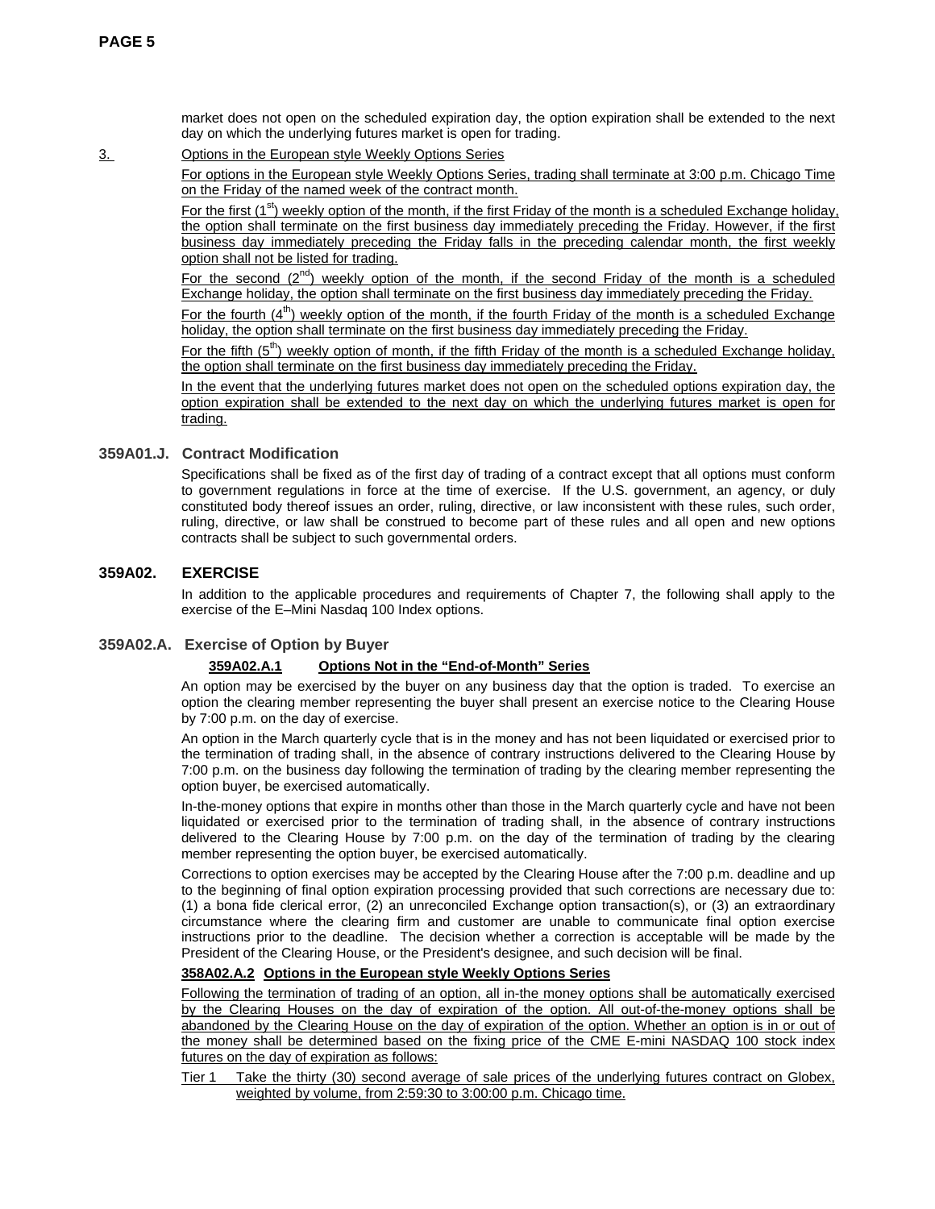market does not open on the scheduled expiration day, the option expiration shall be extended to the next day on which the underlying futures market is open for trading.

3. Options in the European style Weekly Options Series

For options in the European style Weekly Options Series, trading shall terminate at 3:00 p.m. Chicago Time on the Friday of the named week of the contract month.

For the first (1st) weekly option of the month, if the first Friday of the month is a scheduled Exchange holiday, the option shall terminate on the first business day immediately preceding the Friday. However, if the first business day immediately preceding the Friday falls in the preceding calendar month, the first weekly option shall not be listed for trading.

For the second (2nd) weekly option of the month, if the second Friday of the month is a scheduled Exchange holiday, the option shall terminate on the first business day immediately preceding the Friday.

For the fourth (4th) weekly option of the month, if the fourth Friday of the month is a scheduled Exchange holiday, the option shall terminate on the first business day immediately preceding the Friday.

For the fifth (5th) weekly option of month, if the fifth Friday of the month is a scheduled Exchange holiday, the option shall terminate on the first business day immediately preceding the Friday.

In the event that the underlying futures market does not open on the scheduled options expiration day, the option expiration shall be extended to the next day on which the underlying futures market is open for trading.

### 359A01.J. Contract Modification

Specifications shall be fixed as of the first day of trading of a contract except that all options must conform to government regulations in force at the time of exercise. If the U.S. government, an agency, or duly constituted body thereof issues an order, ruling, directive, or law inconsistent with these rules, such order, ruling, directive, or law shall be construed to become part of these rules and all open and new options contracts shall be subject to such governmental orders.

## 359A02. EXERCISE

In addition to the applicable procedures and requirements of Chapter 7, the following shall apply to the exercise of the E–Mini Nasdaq 100 Index options.

### 359A02.A. Exercise of Option by Buyer

**359A02.A.1 Options Not in the "End-of-Month" Series**

An option may be exercised by the buyer on any business day that the option is traded. To exercise an option the clearing member representing the buyer shall present an exercise notice to the Clearing House by 7:00 p.m. on the day of exercise.

An option in the March quarterly cycle that is in the money and has not been liquidated or exercised prior to the termination of trading shall, in the absence of contrary instructions delivered to the Clearing House by 7:00 p.m. on the business day following the termination of trading by the clearing member representing the option buyer, be exercised automatically.

In-the-money options that expire in months other than those in the March quarterly cycle and have not been liquidated or exercised prior to the termination of trading shall, in the absence of contrary instructions delivered to the Clearing House by 7:00 p.m. on the day of the termination of trading by the clearing member representing the option buyer, be exercised automatically.

Corrections to option exercises may be accepted by the Clearing House after the 7:00 p.m. deadline and up to the beginning of final option expiration processing provided that such corrections are necessary due to: (1) a bona fide clerical error, (2) an unreconciled Exchange option transaction(s), or (3) an extraordinary circumstance where the clearing firm and customer are unable to communicate final option exercise instructions prior to the deadline. The decision whether a correction is acceptable will be made by the President of the Clearing House, or the President's designee, and such decision will be final.

**358A02.A.2 Options in the European style Weekly Options Series**

Following the termination of trading of an option, all in-the money options shall be automatically exercised by the Clearing Houses on the day of expiration of the option. All out-of-the-money options shall be abandoned by the Clearing House on the day of expiration of the option. Whether an option is in or out of the money shall be determined based on the fixing price of the CME E-mini NASDAQ 100 stock index futures on the day of expiration as follows:

Tier 1 Take the thirty (30) second average of sale prices of the underlying futures contract on Globex, weighted by volume, from 2:59:30 to 3:00:00 p.m. Chicago time.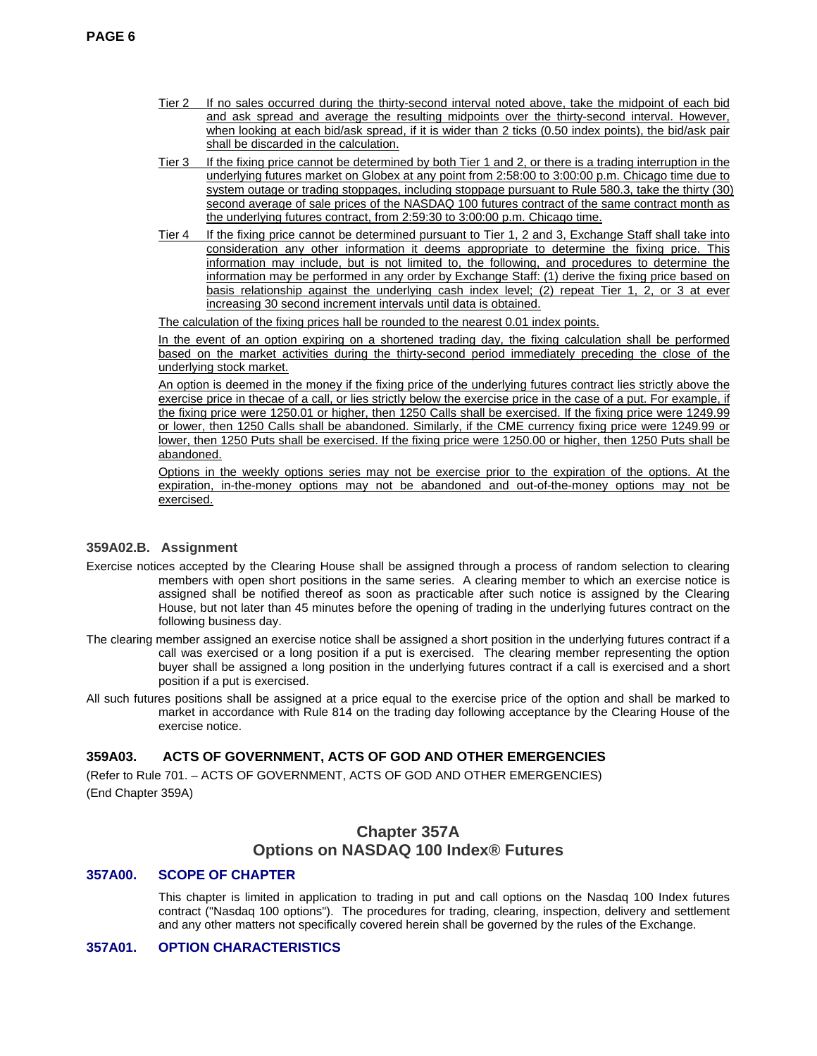Tier 2 If no sales occurred during the thirty-second interval noted above, take the midpoint of each bid and ask spread and average the resulting midpoints over the thirty-second interval. However, when looking at each bid/ask spread, if it is wider than 2 ticks (0.50 index points), the bid/ask pair shall be discarded in the calculation.

Tier 3 If the fixing price cannot be determined by both Tier 1 and 2, or there is a trading interruption in the underlying futures market on Globex at any point from 2:58:00 to 3:00:00 p.m. Chicago time due to system outage or trading stoppages, including stoppage pursuant to Rule 580.3, take the thirty (30) second average of sale prices of the NASDAQ 100 futures contract of the same contract month as the underlying futures contract, from 2:59:30 to 3:00:00 p.m. Chicago time.

Tier 4 If the fixing price cannot be determined pursuant to Tier 1, 2 and 3, Exchange Staff shall take into consideration any other information it deems appropriate to determine the fixing price. This information may include, but is not limited to, the following, and procedures to determine the information may be performed in any order by Exchange Staff: (1) derive the fixing price based on basis relationship against the underlying cash index level; (2) repeat Tier 1, 2, or 3 at ever increasing 30 second increment intervals until data is obtained.

The calculation of the fixing prices hall be rounded to the nearest 0.01 index points.

In the event of an option expiring on a shortened trading day, the fixing calculation shall be performed based on the market activities during the thirty-second period immediately preceding the close of the underlying stock market.

An option is deemed in the money if the fixing price of the underlying futures contract lies strictly above the exercise price in thecae of a call, or lies strictly below the exercise price in the case of a put. For example, if the fixing price were 1250.01 or higher, then 1250 Calls shall be exercised. If the fixing price were 1249.99 or lower, then 1250 Calls shall be abandoned. Similarly, if the CME currency fixing price were 1249.99 or lower, then 1250 Puts shall be exercised. If the fixing price were 1250.00 or higher, then 1250 Puts shall be abandoned.

Options in the weekly options series may not be exercise prior to the expiration of the options. At the expiration, in-the-money options may not be abandoned and out-of-the-money options may not be exercised.

### 359A02.B. Assignment

Exercise notices accepted by the Clearing House shall be assigned through a process of random selection to clearing members with open short positions in the same series. A clearing member to which an exercise notice is assigned shall be notified thereof as soon as practicable after such notice is assigned by the Clearing House, but not later than 45 minutes before the opening of trading in the underlying futures contract on the following business day.

The clearing member assigned an exercise notice shall be assigned a short position in the underlying futures contract if a call was exercised or a long position if a put is exercised. The clearing member representing the option buyer shall be assigned a long position in the underlying futures contract if a call is exercised and a short position if a put is exercised.

All such futures positions shall be assigned at a price equal to the exercise price of the option and shall be marked to market in accordance with Rule 814 on the trading day following acceptance by the Clearing House of the exercise notice.

### 359A03. ACTS OF GOVERNMENT, ACTS OF GOD AND OTHER EMERGENCIES

(Refer to Rule 701. – ACTS OF GOVERNMENT, ACTS OF GOD AND OTHER EMERGENCIES)

(End Chapter 359A)

## Chapter 357A
## Options on NASDAQ 100 Index® Futures

### 357A00. SCOPE OF CHAPTER

This chapter is limited in application to trading in put and call options on the Nasdaq 100 Index futures contract ("Nasdaq 100 options"). The procedures for trading, clearing, inspection, delivery and settlement and any other matters not specifically covered herein shall be governed by the rules of the Exchange.

### 357A01. OPTION CHARACTERISTICS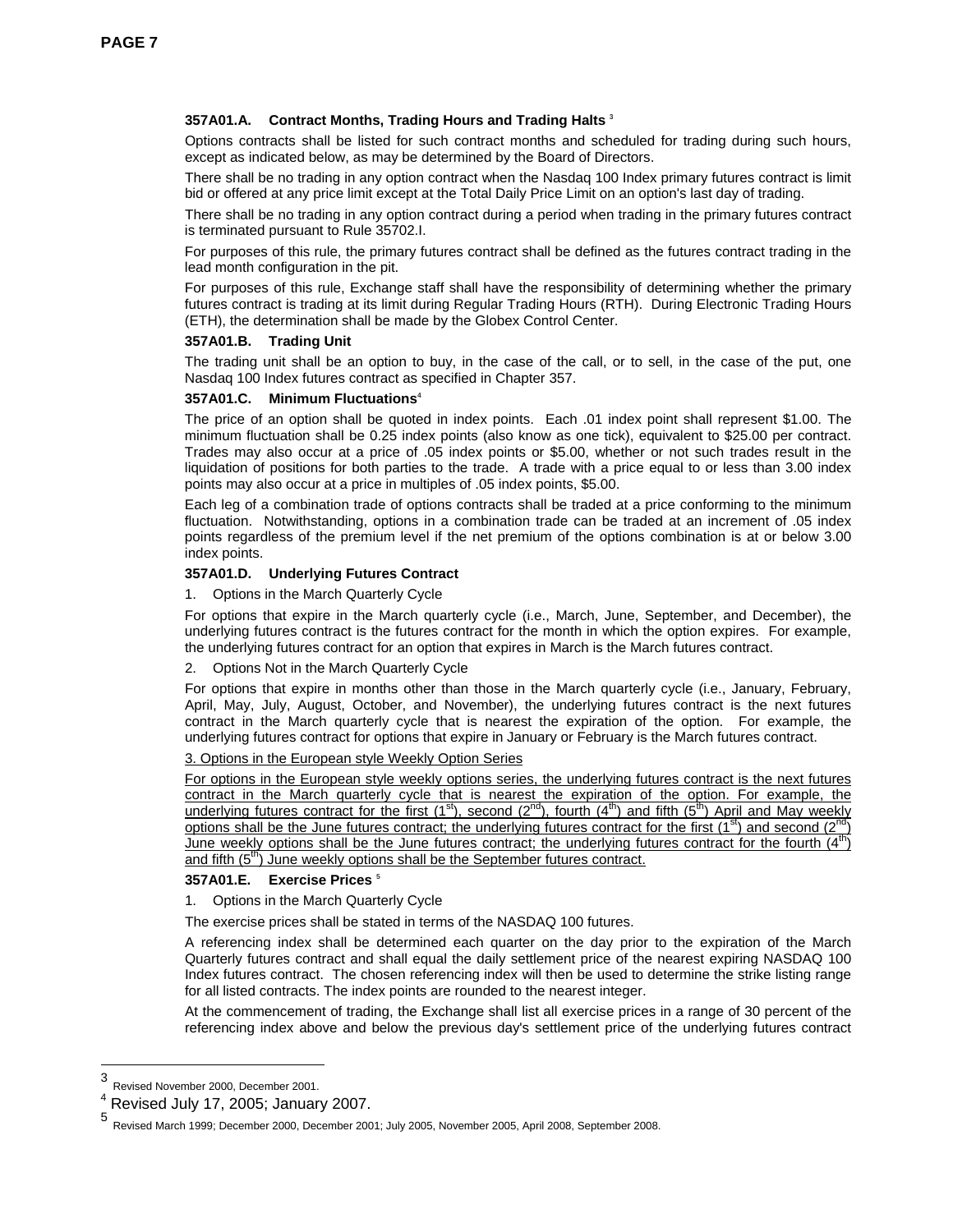### 357A01.A. Contract Months, Trading Hours and Trading Halts [3]

Options contracts shall be listed for such contract months and scheduled for trading during such hours, except as indicated below, as may be determined by the Board of Directors.

There shall be no trading in any option contract when the Nasdaq 100 Index primary futures contract is limit bid or offered at any price limit except at the Total Daily Price Limit on an option's last day of trading.

There shall be no trading in any option contract during a period when trading in the primary futures contract is terminated pursuant to Rule 35702.I.

For purposes of this rule, the primary futures contract shall be defined as the futures contract trading in the lead month configuration in the pit.

For purposes of this rule, Exchange staff shall have the responsibility of determining whether the primary futures contract is trading at its limit during Regular Trading Hours (RTH). During Electronic Trading Hours (ETH), the determination shall be made by the Globex Control Center.

### 357A01.B. Trading Unit

The trading unit shall be an option to buy, in the case of the call, or to sell, in the case of the put, one Nasdaq 100 Index futures contract as specified in Chapter 357.

### 357A01.C. Minimum Fluctuations[4]

The price of an option shall be quoted in index points. Each .01 index point shall represent $1.00. The minimum fluctuation shall be 0.25 index points (also know as one tick), equivalent to $25.00 per contract. Trades may also occur at a price of .05 index points or $5.00, whether or not such trades result in the liquidation of positions for both parties to the trade. A trade with a price equal to or less than 3.00 index points may also occur at a price in multiples of .05 index points, $5.00.

Each leg of a combination trade of options contracts shall be traded at a price conforming to the minimum fluctuation. Notwithstanding, options in a combination trade can be traded at an increment of .05 index points regardless of the premium level if the net premium of the options combination is at or below 3.00 index points.

### 357A01.D. Underlying Futures Contract

1. Options in the March Quarterly Cycle

For options that expire in the March quarterly cycle (i.e., March, June, September, and December), the underlying futures contract is the futures contract for the month in which the option expires. For example, the underlying futures contract for an option that expires in March is the March futures contract.

2. Options Not in the March Quarterly Cycle

For options that expire in months other than those in the March quarterly cycle (i.e., January, February, April, May, July, August, October, and November), the underlying futures contract is the next futures contract in the March quarterly cycle that is nearest the expiration of the option. For example, the underlying futures contract for options that expire in January or February is the March futures contract.

<u>3. Options in the European style Weekly Option Series</u>

<u>For options in the European style weekly options series, the underlying futures contract is the next futures contract in the March quarterly cycle that is nearest the expiration of the option. For example, the underlying futures contract for the first (1st), second (2nd), fourth (4th) and fifth (5th) April and May weekly options shall be the June futures contract; the underlying futures contract for the first (1st) and second (2nd) June weekly options shall be the June futures contract; the underlying futures contract for the fourth (4th) and fifth (5th) June weekly options shall be the September futures contract.</u>

### 357A01.E. Exercise Prices [5]

1. Options in the March Quarterly Cycle

The exercise prices shall be stated in terms of the NASDAQ 100 futures.

A referencing index shall be determined each quarter on the day prior to the expiration of the March Quarterly futures contract and shall equal the daily settlement price of the nearest expiring NASDAQ 100 Index futures contract. The chosen referencing index will then be used to determine the strike listing range for all listed contracts. The index points are rounded to the nearest integer.

At the commencement of trading, the Exchange shall list all exercise prices in a range of 30 percent of the referencing index above and below the previous day's settlement price of the underlying futures contract

---

[3] Revised November 2000, December 2001.

[4] Revised July 17, 2005; January 2007.

[5] Revised March 1999; December 2000, December 2001; July 2005, November 2005, April 2008, September 2008.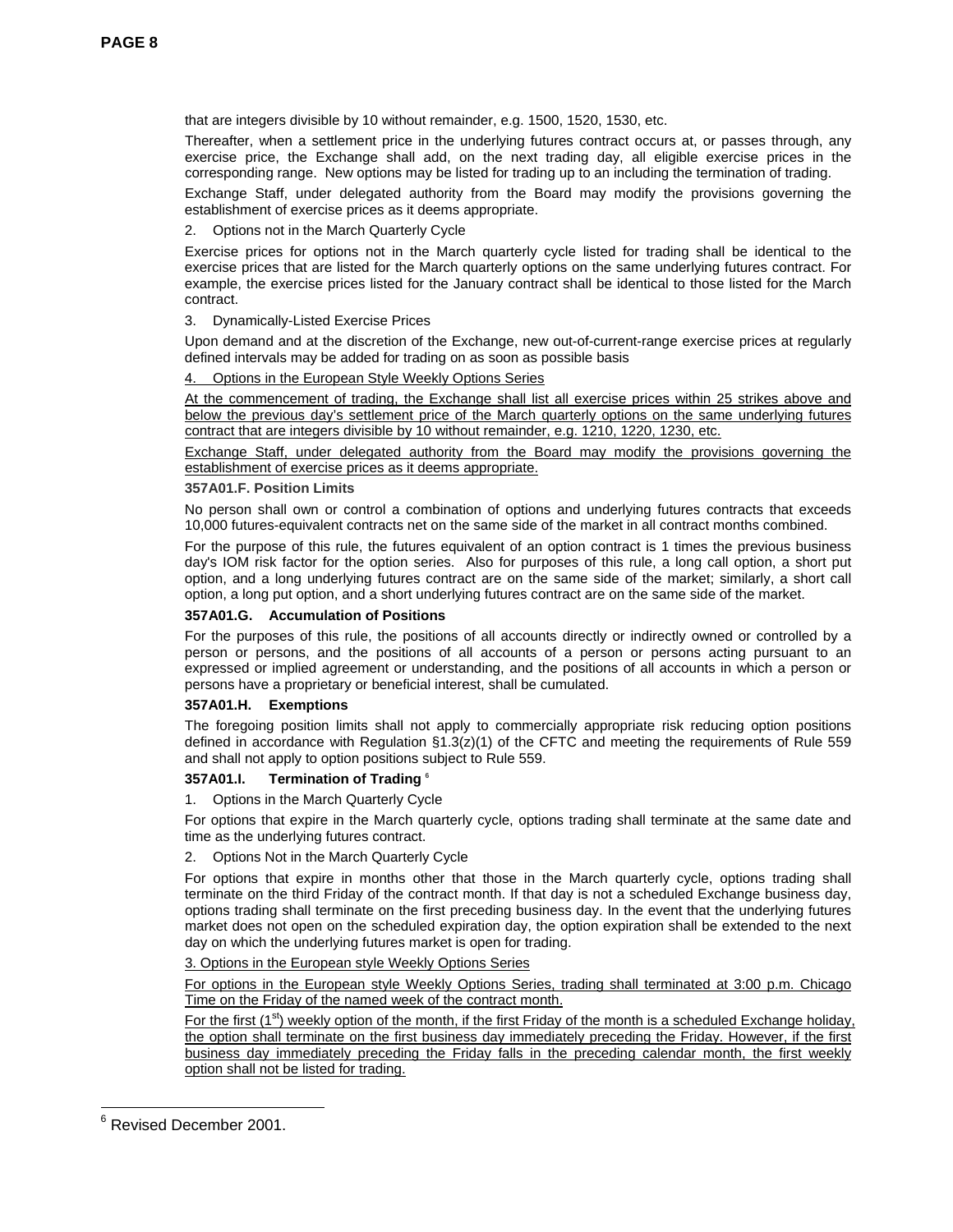that are integers divisible by 10 without remainder, e.g. 1500, 1520, 1530, etc.

Thereafter, when a settlement price in the underlying futures contract occurs at, or passes through, any exercise price, the Exchange shall add, on the next trading day, all eligible exercise prices in the corresponding range. New options may be listed for trading up to an including the termination of trading.

Exchange Staff, under delegated authority from the Board may modify the provisions governing the establishment of exercise prices as it deems appropriate.

2. Options not in the March Quarterly Cycle

Exercise prices for options not in the March quarterly cycle listed for trading shall be identical to the exercise prices that are listed for the March quarterly options on the same underlying futures contract. For example, the exercise prices listed for the January contract shall be identical to those listed for the March contract.

3. Dynamically-Listed Exercise Prices

Upon demand and at the discretion of the Exchange, new out-of-current-range exercise prices at regularly defined intervals may be added for trading on as soon as possible basis

4. Options in the European Style Weekly Options Series

At the commencement of trading, the Exchange shall list all exercise prices within 25 strikes above and below the previous day's settlement price of the March quarterly options on the same underlying futures contract that are integers divisible by 10 without remainder, e.g. 1210, 1220, 1230, etc.

Exchange Staff, under delegated authority from the Board may modify the provisions governing the establishment of exercise prices as it deems appropriate.

**357A01.F. Position Limits**

No person shall own or control a combination of options and underlying futures contracts that exceeds 10,000 futures-equivalent contracts net on the same side of the market in all contract months combined.

For the purpose of this rule, the futures equivalent of an option contract is 1 times the previous business day's IOM risk factor for the option series. Also for purposes of this rule, a long call option, a short put option, and a long underlying futures contract are on the same side of the market; similarly, a short call option, a long put option, and a short underlying futures contract are on the same side of the market.

**357A01.G. Accumulation of Positions**

For the purposes of this rule, the positions of all accounts directly or indirectly owned or controlled by a person or persons, and the positions of all accounts of a person or persons acting pursuant to an expressed or implied agreement or understanding, and the positions of all accounts in which a person or persons have a proprietary or beneficial interest, shall be cumulated.

**357A01.H. Exemptions**

The foregoing position limits shall not apply to commercially appropriate risk reducing option positions defined in accordance with Regulation §1.3(z)(1) of the CFTC and meeting the requirements of Rule 559 and shall not apply to option positions subject to Rule 559.

**357A01.I. Termination of Trading** [6]

1. Options in the March Quarterly Cycle

For options that expire in the March quarterly cycle, options trading shall terminate at the same date and time as the underlying futures contract.

2. Options Not in the March Quarterly Cycle

For options that expire in months other that those in the March quarterly cycle, options trading shall terminate on the third Friday of the contract month. If that day is not a scheduled Exchange business day, options trading shall terminate on the first preceding business day. In the event that the underlying futures market does not open on the scheduled expiration day, the option expiration shall be extended to the next day on which the underlying futures market is open for trading.

3. Options in the European style Weekly Options Series

For options in the European style Weekly Options Series, trading shall terminated at 3:00 p.m. Chicago Time on the Friday of the named week of the contract month.

For the first (1st) weekly option of the month, if the first Friday of the month is a scheduled Exchange holiday, the option shall terminate on the first business day immediately preceding the Friday. However, if the first business day immediately preceding the Friday falls in the preceding calendar month, the first weekly option shall not be listed for trading.

[6] Revised December 2001.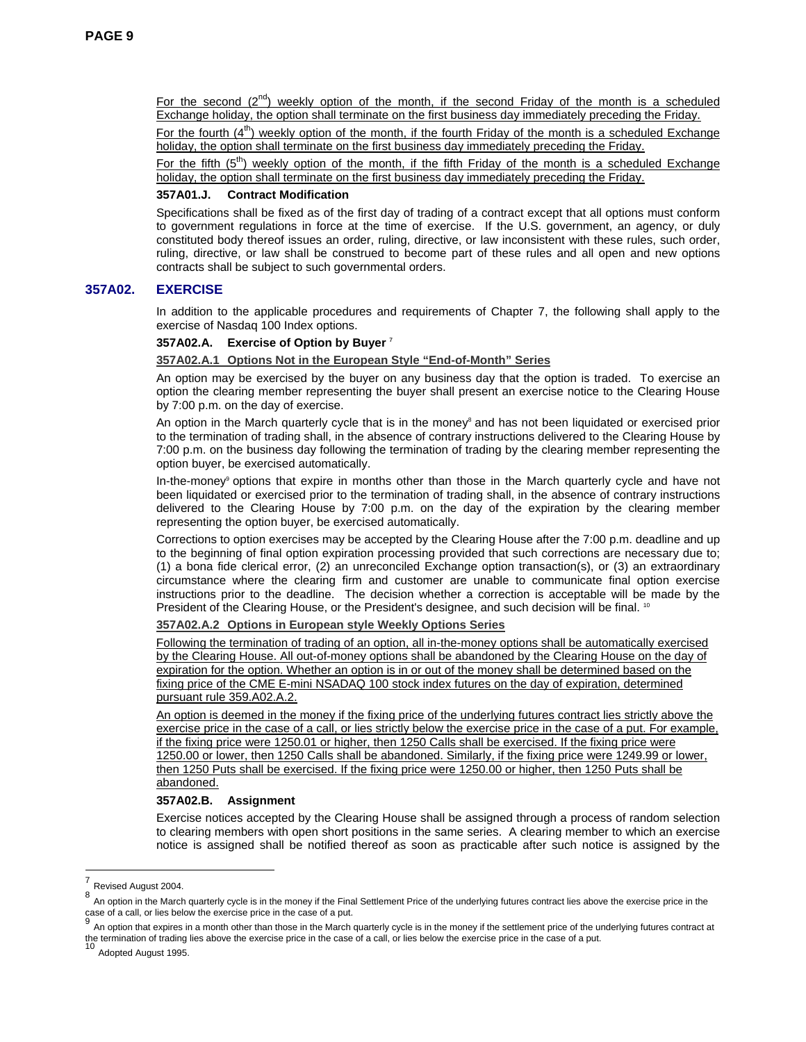For the second (2[nd]) weekly option of the month, if the second Friday of the month is a scheduled Exchange holiday, the option shall terminate on the first business day immediately preceding the Friday.

For the fourth (4[th]) weekly option of the month, if the fourth Friday of the month is a scheduled Exchange holiday, the option shall terminate on the first business day immediately preceding the Friday.

For the fifth (5[th]) weekly option of the month, if the fifth Friday of the month is a scheduled Exchange holiday, the option shall terminate on the first business day immediately preceding the Friday.

**357A01.J. Contract Modification**

Specifications shall be fixed as of the first day of trading of a contract except that all options must conform to government regulations in force at the time of exercise. If the U.S. government, an agency, or duly constituted body thereof issues an order, ruling, directive, or law inconsistent with these rules, such order, ruling, directive, or law shall be construed to become part of these rules and all open and new options contracts shall be subject to such governmental orders.

## 357A02. EXERCISE

In addition to the applicable procedures and requirements of Chapter 7, the following shall apply to the exercise of Nasdaq 100 Index options.

**357A02.A. Exercise of Option by Buyer** [7]

**357A02.A.1 Options Not in the European Style "End-of-Month" Series**

An option may be exercised by the buyer on any business day that the option is traded. To exercise an option the clearing member representing the buyer shall present an exercise notice to the Clearing House by 7:00 p.m. on the day of exercise.

An option in the March quarterly cycle that is in the money[8] and has not been liquidated or exercised prior to the termination of trading shall, in the absence of contrary instructions delivered to the Clearing House by 7:00 p.m. on the business day following the termination of trading by the clearing member representing the option buyer, be exercised automatically.

In-the-money[9] options that expire in months other than those in the March quarterly cycle and have not been liquidated or exercised prior to the termination of trading shall, in the absence of contrary instructions delivered to the Clearing House by 7:00 p.m. on the day of the expiration by the clearing member representing the option buyer, be exercised automatically.

Corrections to option exercises may be accepted by the Clearing House after the 7:00 p.m. deadline and up to the beginning of final option expiration processing provided that such corrections are necessary due to; (1) a bona fide clerical error, (2) an unreconciled Exchange option transaction(s), or (3) an extraordinary circumstance where the clearing firm and customer are unable to communicate final option exercise instructions prior to the deadline. The decision whether a correction is acceptable will be made by the President of the Clearing House, or the President's designee, and such decision will be final. [10]

**357A02.A.2 Options in European style Weekly Options Series**

Following the termination of trading of an option, all in-the-money options shall be automatically exercised by the Clearing House. All out-of-money options shall be abandoned by the Clearing House on the day of expiration for the option. Whether an option is in or out of the money shall be determined based on the fixing price of the CME E-mini NSADAQ 100 stock index futures on the day of expiration, determined pursuant rule 359.A02.A.2.

An option is deemed in the money if the fixing price of the underlying futures contract lies strictly above the exercise price in the case of a call, or lies strictly below the exercise price in the case of a put. For example, if the fixing price were 1250.01 or higher, then 1250 Calls shall be exercised. If the fixing price were 1250.00 or lower, then 1250 Calls shall be abandoned. Similarly, if the fixing price were 1249.99 or lower, then 1250 Puts shall be exercised. If the fixing price were 1250.00 or higher, then 1250 Puts shall be abandoned.

**357A02.B. Assignment**

Exercise notices accepted by the Clearing House shall be assigned through a process of random selection to clearing members with open short positions in the same series. A clearing member to which an exercise notice is assigned shall be notified thereof as soon as practicable after such notice is assigned by the

---

[7] Revised August 2004.

[8] An option in the March quarterly cycle is in the money if the Final Settlement Price of the underlying futures contract lies above the exercise price in the case of a call, or lies below the exercise price in the case of a put.

[9] An option that expires in a month other than those in the March quarterly cycle is in the money if the settlement price of the underlying futures contract at the termination of trading lies above the exercise price in the case of a call, or lies below the exercise price in the case of a put.

[10] Adopted August 1995.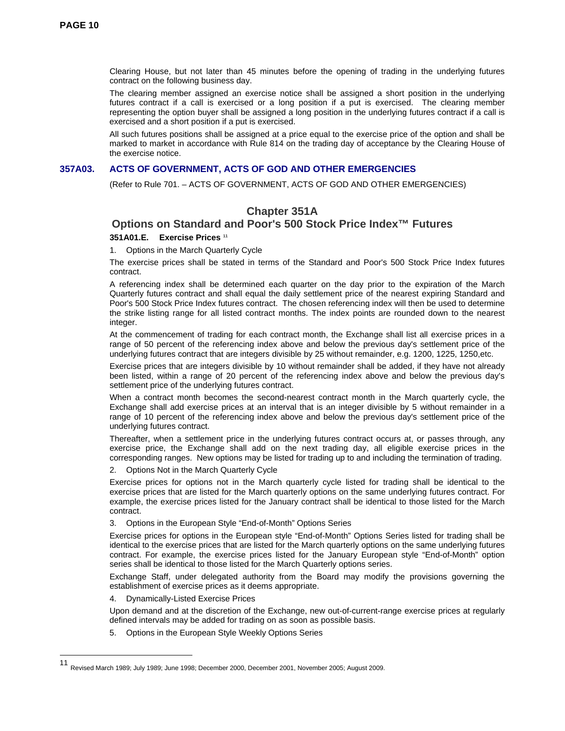Clearing House, but not later than 45 minutes before the opening of trading in the underlying futures contract on the following business day.

The clearing member assigned an exercise notice shall be assigned a short position in the underlying futures contract if a call is exercised or a long position if a put is exercised. The clearing member representing the option buyer shall be assigned a long position in the underlying futures contract if a call is exercised and a short position if a put is exercised.

All such futures positions shall be assigned at a price equal to the exercise price of the option and shall be marked to market in accordance with Rule 814 on the trading day of acceptance by the Clearing House of the exercise notice.

### 357A03. ACTS OF GOVERNMENT, ACTS OF GOD AND OTHER EMERGENCIES

(Refer to Rule 701. – ACTS OF GOVERNMENT, ACTS OF GOD AND OTHER EMERGENCIES)

## Chapter 351A

## Options on Standard and Poor's 500 Stock Price Index™ Futures

**351A01.E. Exercise Prices** [11]

1. Options in the March Quarterly Cycle

The exercise prices shall be stated in terms of the Standard and Poor's 500 Stock Price Index futures contract.

A referencing index shall be determined each quarter on the day prior to the expiration of the March Quarterly futures contract and shall equal the daily settlement price of the nearest expiring Standard and Poor's 500 Stock Price Index futures contract. The chosen referencing index will then be used to determine the strike listing range for all listed contract months. The index points are rounded down to the nearest integer.

At the commencement of trading for each contract month, the Exchange shall list all exercise prices in a range of 50 percent of the referencing index above and below the previous day's settlement price of the underlying futures contract that are integers divisible by 25 without remainder, e.g. 1200, 1225, 1250,etc.

Exercise prices that are integers divisible by 10 without remainder shall be added, if they have not already been listed, within a range of 20 percent of the referencing index above and below the previous day's settlement price of the underlying futures contract.

When a contract month becomes the second-nearest contract month in the March quarterly cycle, the Exchange shall add exercise prices at an interval that is an integer divisible by 5 without remainder in a range of 10 percent of the referencing index above and below the previous day's settlement price of the underlying futures contract.

Thereafter, when a settlement price in the underlying futures contract occurs at, or passes through, any exercise price, the Exchange shall add on the next trading day, all eligible exercise prices in the corresponding ranges. New options may be listed for trading up to and including the termination of trading.

2. Options Not in the March Quarterly Cycle

Exercise prices for options not in the March quarterly cycle listed for trading shall be identical to the exercise prices that are listed for the March quarterly options on the same underlying futures contract. For example, the exercise prices listed for the January contract shall be identical to those listed for the March contract.

3. Options in the European Style “End-of-Month” Options Series

Exercise prices for options in the European style “End-of-Month” Options Series listed for trading shall be identical to the exercise prices that are listed for the March quarterly options on the same underlying futures contract. For example, the exercise prices listed for the January European style “End-of-Month” option series shall be identical to those listed for the March Quarterly options series.

Exchange Staff, under delegated authority from the Board may modify the provisions governing the establishment of exercise prices as it deems appropriate.

4. Dynamically-Listed Exercise Prices

Upon demand and at the discretion of the Exchange, new out-of-current-range exercise prices at regularly defined intervals may be added for trading on as soon as possible basis.

5. Options in the European Style Weekly Options Series

---

[11] Revised March 1989; July 1989; June 1998; December 2000, December 2001, November 2005; August 2009.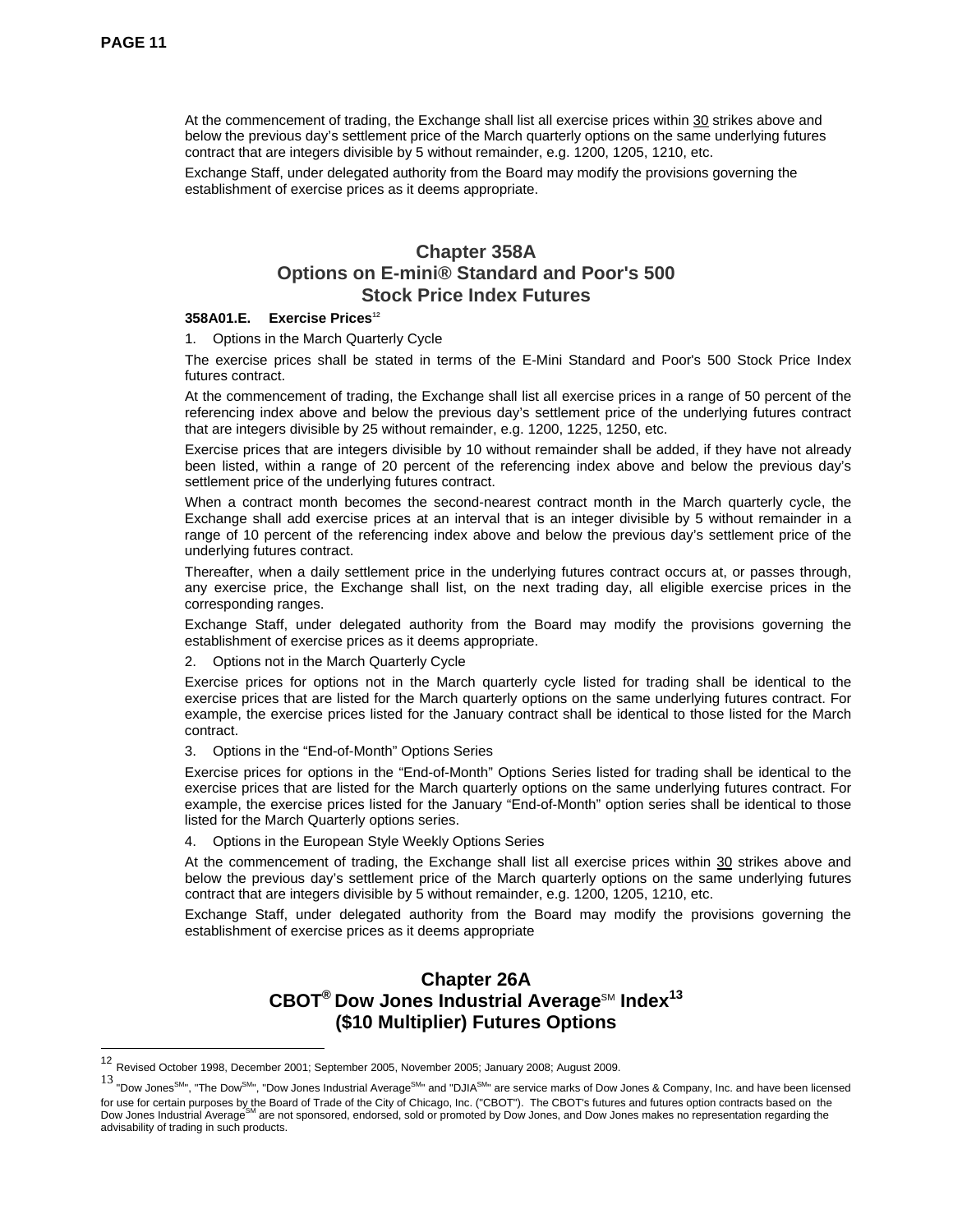At the commencement of trading, the Exchange shall list all exercise prices within 30 strikes above and below the previous day's settlement price of the March quarterly options on the same underlying futures contract that are integers divisible by 5 without remainder, e.g. 1200, 1205, 1210, etc.

Exchange Staff, under delegated authority from the Board may modify the provisions governing the establishment of exercise prices as it deems appropriate.

## Chapter 358A
## Options on E-mini® Standard and Poor's 500 Stock Price Index Futures

**358A01.E. Exercise Prices**[12]

1. Options in the March Quarterly Cycle

The exercise prices shall be stated in terms of the E-Mini Standard and Poor's 500 Stock Price Index futures contract.

At the commencement of trading, the Exchange shall list all exercise prices in a range of 50 percent of the referencing index above and below the previous day's settlement price of the underlying futures contract that are integers divisible by 25 without remainder, e.g. 1200, 1225, 1250, etc.

Exercise prices that are integers divisible by 10 without remainder shall be added, if they have not already been listed, within a range of 20 percent of the referencing index above and below the previous day's settlement price of the underlying futures contract.

When a contract month becomes the second-nearest contract month in the March quarterly cycle, the Exchange shall add exercise prices at an interval that is an integer divisible by 5 without remainder in a range of 10 percent of the referencing index above and below the previous day's settlement price of the underlying futures contract.

Thereafter, when a daily settlement price in the underlying futures contract occurs at, or passes through, any exercise price, the Exchange shall list, on the next trading day, all eligible exercise prices in the corresponding ranges.

Exchange Staff, under delegated authority from the Board may modify the provisions governing the establishment of exercise prices as it deems appropriate.

2. Options not in the March Quarterly Cycle

Exercise prices for options not in the March quarterly cycle listed for trading shall be identical to the exercise prices that are listed for the March quarterly options on the same underlying futures contract. For example, the exercise prices listed for the January contract shall be identical to those listed for the March contract.

3. Options in the "End-of-Month" Options Series

Exercise prices for options in the "End-of-Month" Options Series listed for trading shall be identical to the exercise prices that are listed for the March quarterly options on the same underlying futures contract. For example, the exercise prices listed for the January "End-of-Month" option series shall be identical to those listed for the March Quarterly options series.

4. Options in the European Style Weekly Options Series

At the commencement of trading, the Exchange shall list all exercise prices within 30 strikes above and below the previous day's settlement price of the March quarterly options on the same underlying futures contract that are integers divisible by 5 without remainder, e.g. 1200, 1205, 1210, etc.

Exchange Staff, under delegated authority from the Board may modify the provisions governing the establishment of exercise prices as it deems appropriate

## Chapter 26A
## CBOT® Dow Jones Industrial Average℠ Index[13] ($10 Multiplier) Futures Options

---

[12] Revised October 1998, December 2001; September 2005, November 2005; January 2008; August 2009.

[13] "Dow Jones℠", "The Dow℠", "Dow Jones Industrial Average℠" and "DJIA℠" are service marks of Dow Jones & Company, Inc. and have been licensed for use for certain purposes by the Board of Trade of the City of Chicago, Inc. ("CBOT"). The CBOT's futures and futures option contracts based on the Dow Jones Industrial Average℠ are not sponsored, endorsed, sold or promoted by Dow Jones, and Dow Jones makes no representation regarding the advisability of trading in such products.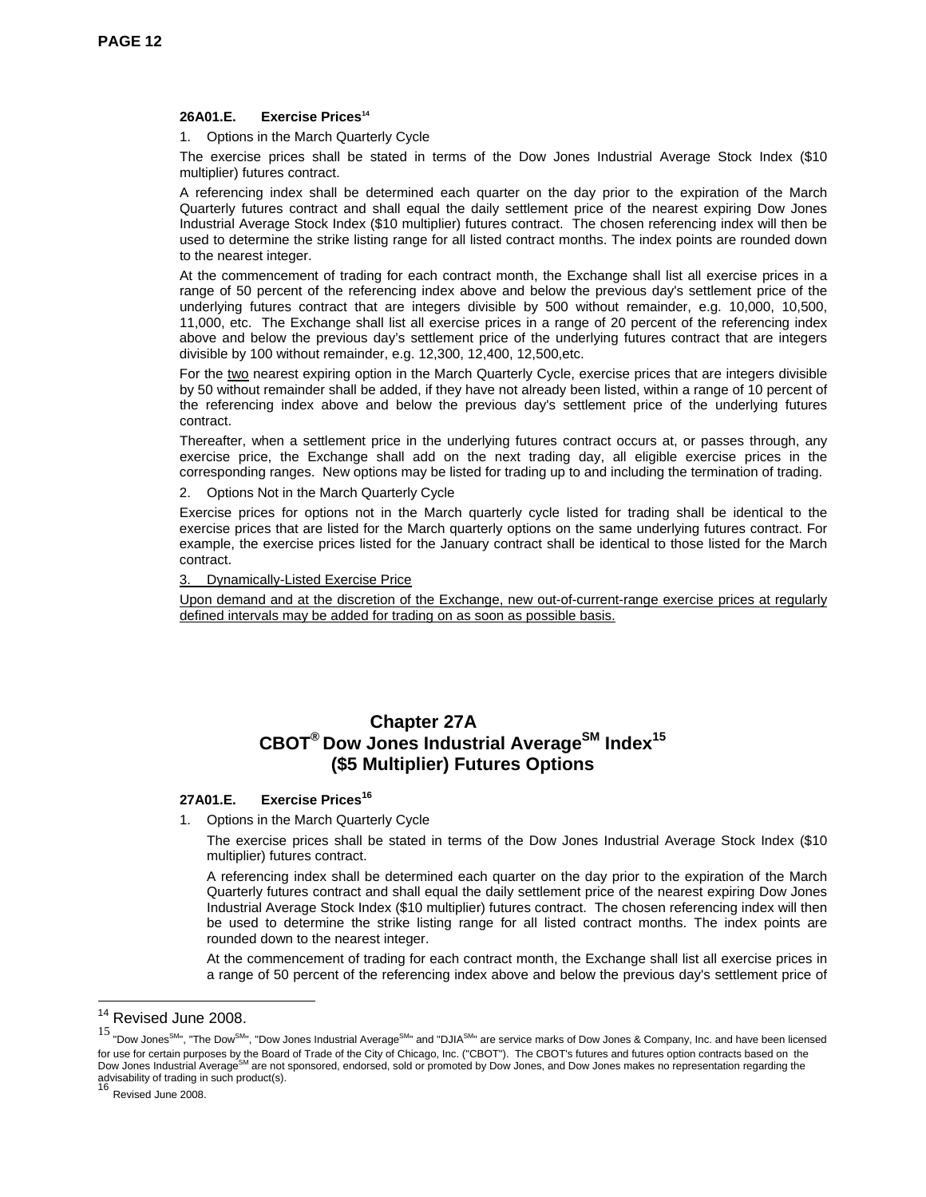#### 26A01.E. Exercise Prices[14]

1. Options in the March Quarterly Cycle

The exercise prices shall be stated in terms of the Dow Jones Industrial Average Stock Index ($10 multiplier) futures contract.

A referencing index shall be determined each quarter on the day prior to the expiration of the March Quarterly futures contract and shall equal the daily settlement price of the nearest expiring Dow Jones Industrial Average Stock Index ($10 multiplier) futures contract. The chosen referencing index will then be used to determine the strike listing range for all listed contract months. The index points are rounded down to the nearest integer.

At the commencement of trading for each contract month, the Exchange shall list all exercise prices in a range of 50 percent of the referencing index above and below the previous day's settlement price of the underlying futures contract that are integers divisible by 500 without remainder, e.g. 10,000, 10,500, 11,000, etc. The Exchange shall list all exercise prices in a range of 20 percent of the referencing index above and below the previous day's settlement price of the underlying futures contract that are integers divisible by 100 without remainder, e.g. 12,300, 12,400, 12,500,etc.

For the <u>two</u> nearest expiring option in the March Quarterly Cycle, exercise prices that are integers divisible by 50 without remainder shall be added, if they have not already been listed, within a range of 10 percent of the referencing index above and below the previous day's settlement price of the underlying futures contract.

Thereafter, when a settlement price in the underlying futures contract occurs at, or passes through, any exercise price, the Exchange shall add on the next trading day, all eligible exercise prices in the corresponding ranges. New options may be listed for trading up to and including the termination of trading.

2. Options Not in the March Quarterly Cycle

Exercise prices for options not in the March quarterly cycle listed for trading shall be identical to the exercise prices that are listed for the March quarterly options on the same underlying futures contract. For example, the exercise prices listed for the January contract shall be identical to those listed for the March contract.

<u>3. Dynamically-Listed Exercise Price</u>

<u>Upon demand and at the discretion of the Exchange, new out-of-current-range exercise prices at regularly defined intervals may be added for trading on as soon as possible basis.</u>

## Chapter 27A
## CBOT® Dow Jones Industrial Average℠ Index[15] ($5 Multiplier) Futures Options

#### 27A01.E. Exercise Prices[16]

1. Options in the March Quarterly Cycle

   The exercise prices shall be stated in terms of the Dow Jones Industrial Average Stock Index ($10 multiplier) futures contract.

   A referencing index shall be determined each quarter on the day prior to the expiration of the March Quarterly futures contract and shall equal the daily settlement price of the nearest expiring Dow Jones Industrial Average Stock Index ($10 multiplier) futures contract. The chosen referencing index will then be used to determine the strike listing range for all listed contract months. The index points are rounded down to the nearest integer.

   At the commencement of trading for each contract month, the Exchange shall list all exercise prices in a range of 50 percent of the referencing index above and below the previous day's settlement price of

---

[14] Revised June 2008.

[15] "Dow Jones℠", "The Dow℠", "Dow Jones Industrial Average℠" and "DJIA℠" are service marks of Dow Jones & Company, Inc. and have been licensed for use for certain purposes by the Board of Trade of the City of Chicago, Inc. ("CBOT"). The CBOT's futures and futures option contracts based on the Dow Jones Industrial Average℠ are not sponsored, endorsed, sold or promoted by Dow Jones, and Dow Jones makes no representation regarding the advisability of trading in such product(s).

[16] Revised June 2008.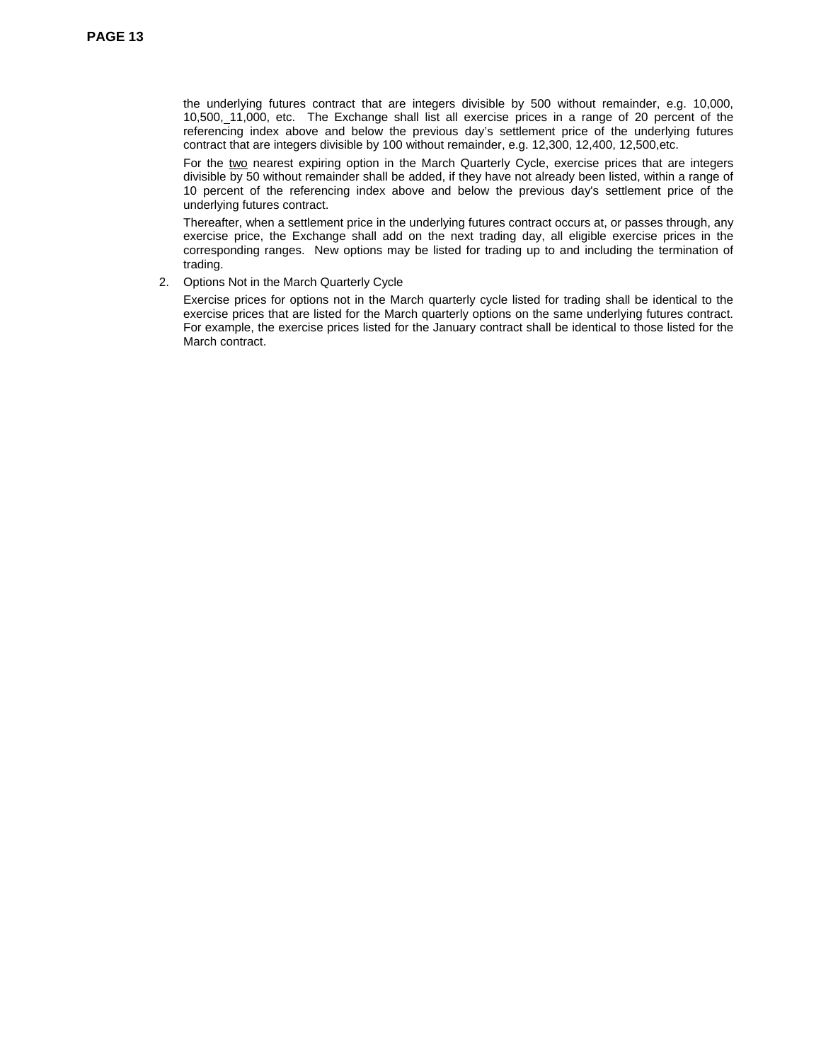the underlying futures contract that are integers divisible by 500 without remainder, e.g. 10,000, 10,500, 11,000, etc. The Exchange shall list all exercise prices in a range of 20 percent of the referencing index above and below the previous day's settlement price of the underlying futures contract that are integers divisible by 100 without remainder, e.g. 12,300, 12,400, 12,500,etc.

For the two nearest expiring option in the March Quarterly Cycle, exercise prices that are integers divisible by 50 without remainder shall be added, if they have not already been listed, within a range of 10 percent of the referencing index above and below the previous day's settlement price of the underlying futures contract.

Thereafter, when a settlement price in the underlying futures contract occurs at, or passes through, any exercise price, the Exchange shall add on the next trading day, all eligible exercise prices in the corresponding ranges. New options may be listed for trading up to and including the termination of trading.

2. Options Not in the March Quarterly Cycle

   Exercise prices for options not in the March quarterly cycle listed for trading shall be identical to the exercise prices that are listed for the March quarterly options on the same underlying futures contract. For example, the exercise prices listed for the January contract shall be identical to those listed for the March contract.